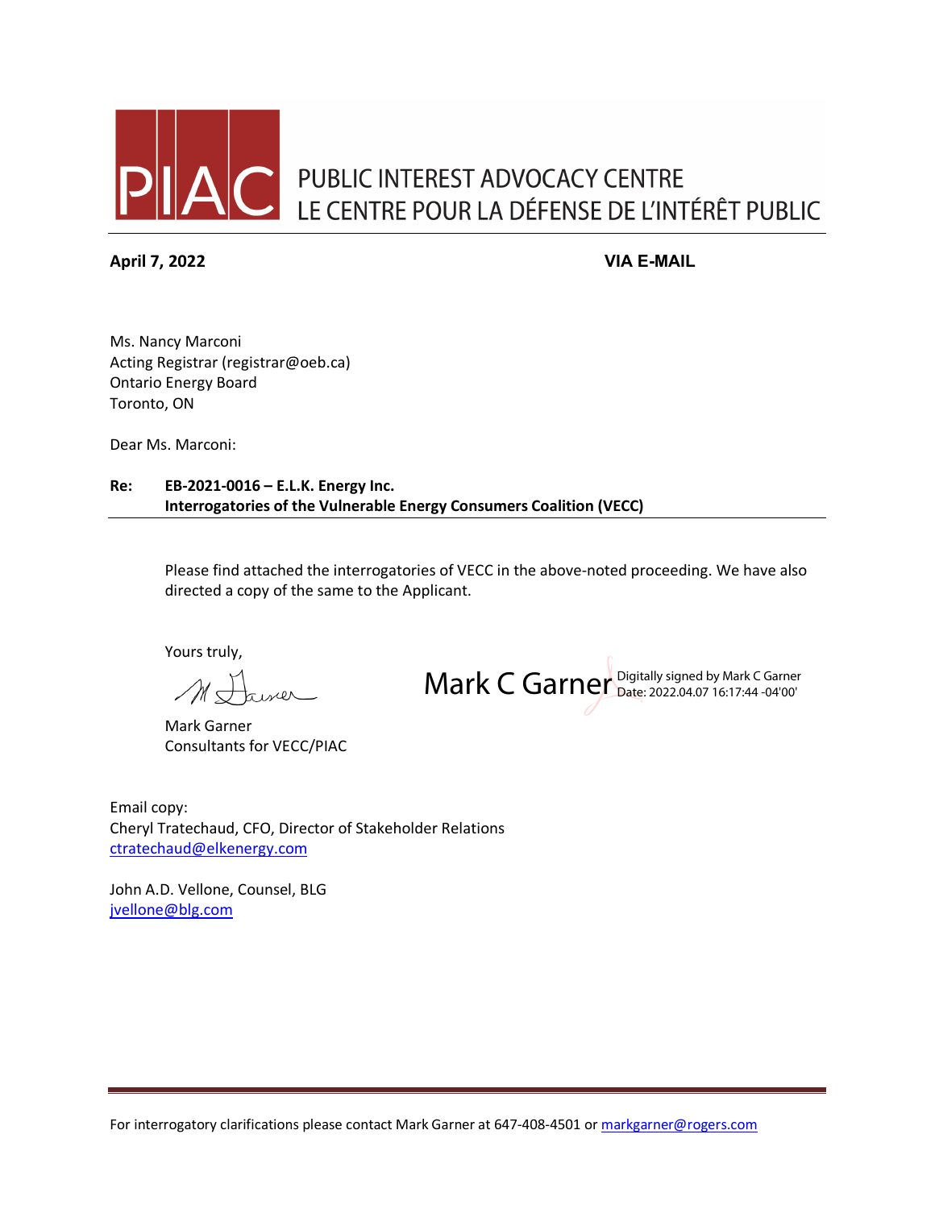PIAC PUBLIC INTEREST ADVOCACY CENTRE
LE CENTRE POUR LA DÉFENSE DE L'INTÉRÊT PUBLIC

**April 7, 2022** **VIA E-MAIL**

Ms. Nancy Marconi
Acting Registrar (registrar@oeb.ca)
Ontario Energy Board
Toronto, ON

Dear Ms. Marconi:

**Re: EB-2021-0016 – E.L.K. Energy Inc.**
**Interrogatories of the Vulnerable Energy Consumers Coalition (VECC)**

Please find attached the interrogatories of VECC in the above-noted proceeding. We have also directed a copy of the same to the Applicant.

Yours truly,

Mark C Garner Digitally signed by Mark C Garner Date: 2022.04.07 16:17:44 -04'00'

Mark Garner
Consultants for VECC/PIAC

Email copy:
Cheryl Tratechaud, CFO, Director of Stakeholder Relations
ctratechaud@elkenergy.com

John A.D. Vellone, Counsel, BLG
jvellone@blg.com

For interrogatory clarifications please contact Mark Garner at 647-408-4501 or markgarner@rogers.com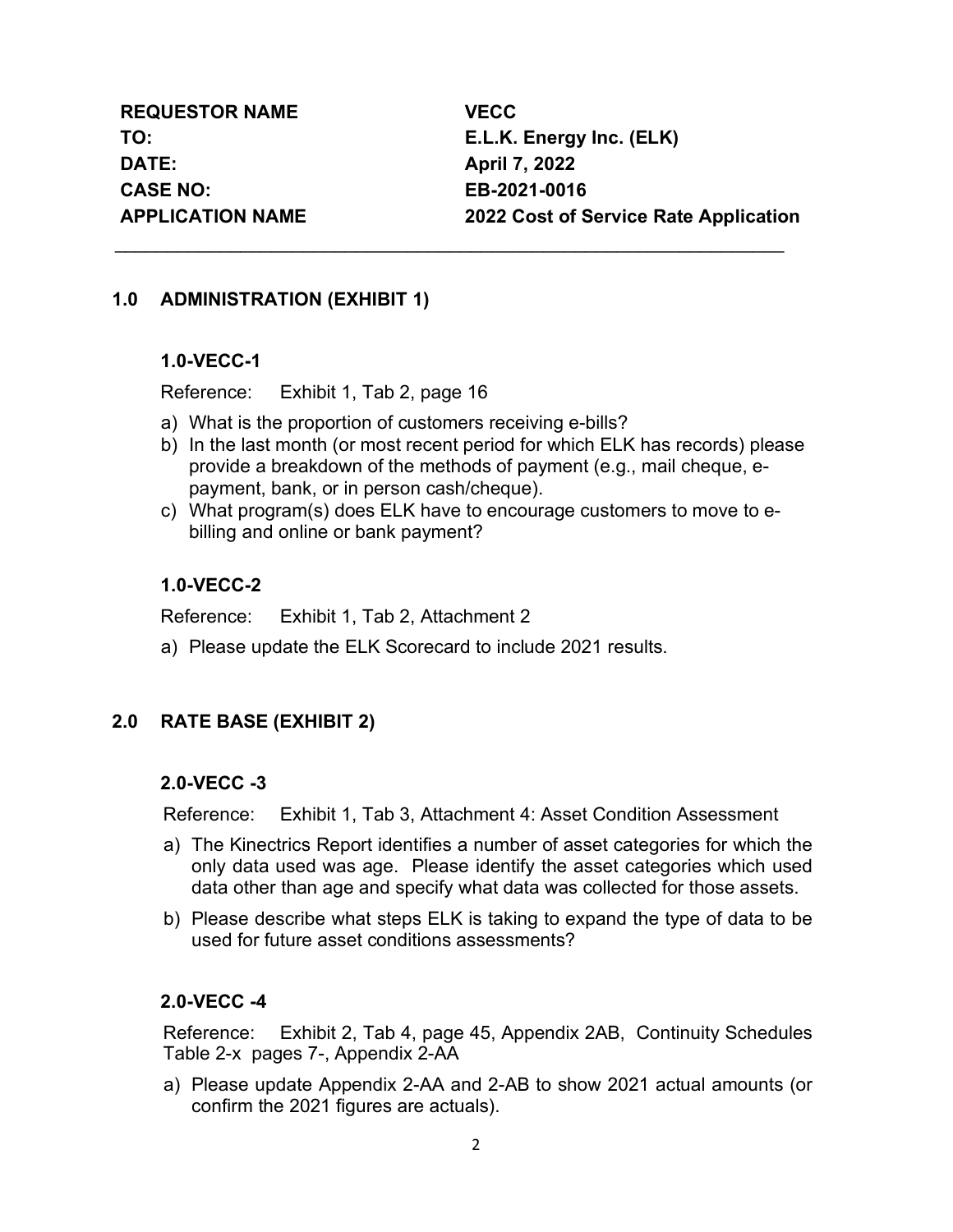**REQUESTOR NAME** **VECC**
**TO:** **E.L.K. Energy Inc. (ELK)**
**DATE:** **April 7, 2022**
**CASE NO:** **EB-2021-0016**
**APPLICATION NAME** **2022 Cost of Service Rate Application**

---

## 1.0 ADMINISTRATION (EXHIBIT 1)

### 1.0-VECC-1

Reference: Exhibit 1, Tab 2, page 16

a) What is the proportion of customers receiving e-bills?
b) In the last month (or most recent period for which ELK has records) please provide a breakdown of the methods of payment (e.g., mail cheque, e-payment, bank, or in person cash/cheque).
c) What program(s) does ELK have to encourage customers to move to e-billing and online or bank payment?

### 1.0-VECC-2

Reference: Exhibit 1, Tab 2, Attachment 2

a) Please update the ELK Scorecard to include 2021 results.

## 2.0 RATE BASE (EXHIBIT 2)

### 2.0-VECC -3

Reference: Exhibit 1, Tab 3, Attachment 4: Asset Condition Assessment

a) The Kinectrics Report identifies a number of asset categories for which the only data used was age. Please identify the asset categories which used data other than age and specify what data was collected for those assets.
b) Please describe what steps ELK is taking to expand the type of data to be used for future asset conditions assessments?

### 2.0-VECC -4

Reference: Exhibit 2, Tab 4, page 45, Appendix 2AB, Continuity Schedules Table 2-x pages 7-, Appendix 2-AA

a) Please update Appendix 2-AA and 2-AB to show 2021 actual amounts (or confirm the 2021 figures are actuals).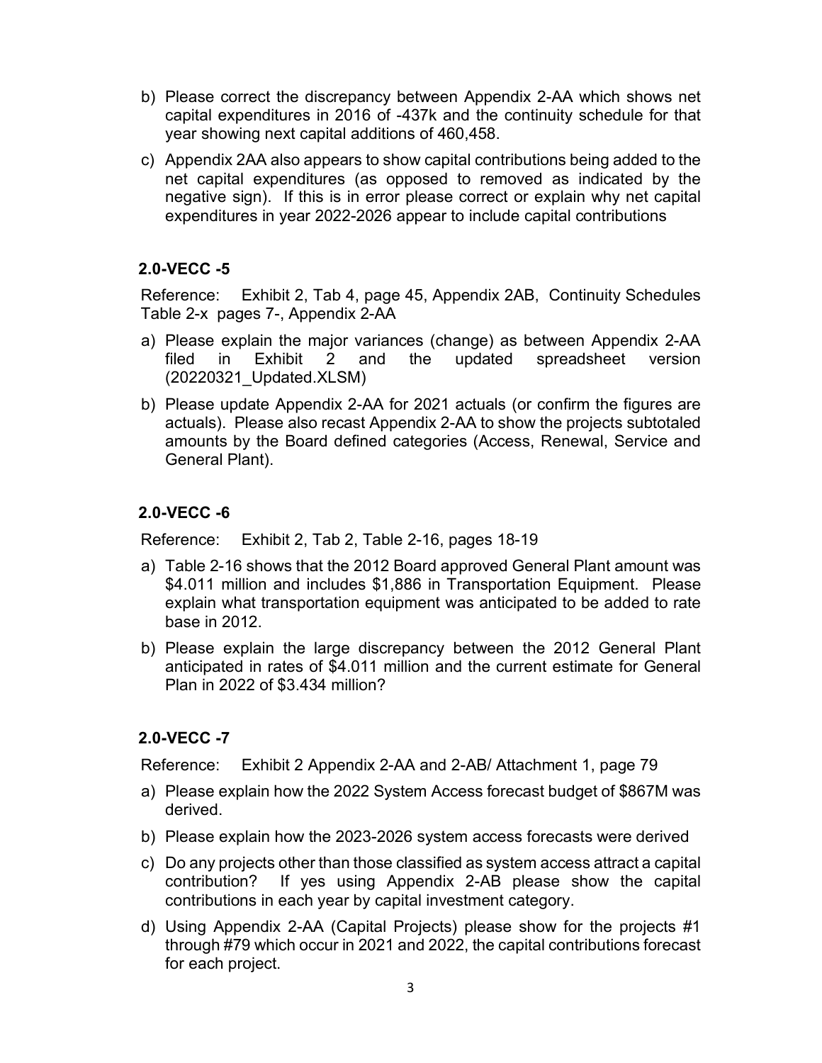b) Please correct the discrepancy between Appendix 2-AA which shows net capital expenditures in 2016 of -437k and the continuity schedule for that year showing next capital additions of 460,458.

c) Appendix 2AA also appears to show capital contributions being added to the net capital expenditures (as opposed to removed as indicated by the negative sign). If this is in error please correct or explain why net capital expenditures in year 2022-2026 appear to include capital contributions

## 2.0-VECC -5

Reference: Exhibit 2, Tab 4, page 45, Appendix 2AB, Continuity Schedules Table 2-x pages 7-, Appendix 2-AA

a) Please explain the major variances (change) as between Appendix 2-AA filed in Exhibit 2 and the updated spreadsheet version (20220321_Updated.XLSM)

b) Please update Appendix 2-AA for 2021 actuals (or confirm the figures are actuals). Please also recast Appendix 2-AA to show the projects subtotaled amounts by the Board defined categories (Access, Renewal, Service and General Plant).

## 2.0-VECC -6

Reference: Exhibit 2, Tab 2, Table 2-16, pages 18-19

a) Table 2-16 shows that the 2012 Board approved General Plant amount was \$4.011 million and includes \$1,886 in Transportation Equipment. Please explain what transportation equipment was anticipated to be added to rate base in 2012.

b) Please explain the large discrepancy between the 2012 General Plant anticipated in rates of \$4.011 million and the current estimate for General Plan in 2022 of \$3.434 million?

## 2.0-VECC -7

Reference: Exhibit 2 Appendix 2-AA and 2-AB/ Attachment 1, page 79

a) Please explain how the 2022 System Access forecast budget of \$867M was derived.

b) Please explain how the 2023-2026 system access forecasts were derived

c) Do any projects other than those classified as system access attract a capital contribution? If yes using Appendix 2-AB please show the capital contributions in each year by capital investment category.

d) Using Appendix 2-AA (Capital Projects) please show for the projects #1 through #79 which occur in 2021 and 2022, the capital contributions forecast for each project.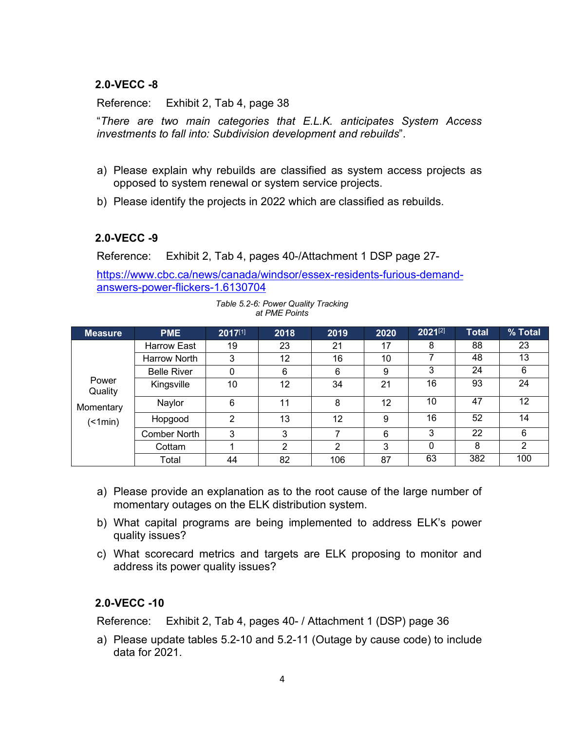### 2.0-VECC -8

Reference: Exhibit 2, Tab 4, page 38

"*There are two main categories that E.L.K. anticipates System Access investments to fall into: Subdivision development and rebuilds*".

a) Please explain why rebuilds are classified as system access projects as opposed to system renewal or system service projects.

b) Please identify the projects in 2022 which are classified as rebuilds.

### 2.0-VECC -9

Reference: Exhibit 2, Tab 4, pages 40-/Attachment 1 DSP page 27-

https://www.cbc.ca/news/canada/windsor/essex-residents-furious-demand-answers-power-flickers-1.6130704

*Table 5.2-6: Power Quality Tracking at PME Points*

| Measure | PME | 2017[1] | 2018 | 2019 | 2020 | 2021[2] | Total | % Total |
|---|---|---|---|---|---|---|---|---|
| Power Quality Momentary (<1min) | Harrow East | 19 | 23 | 21 | 17 | 8 | 88 | 23 |
| | Harrow North | 3 | 12 | 16 | 10 | 7 | 48 | 13 |
| | Belle River | 0 | 6 | 6 | 9 | 3 | 24 | 6 |
| | Kingsville | 10 | 12 | 34 | 21 | 16 | 93 | 24 |
| | Naylor | 6 | 11 | 8 | 12 | 10 | 47 | 12 |
| | Hopgood | 2 | 13 | 12 | 9 | 16 | 52 | 14 |
| | Comber North | 3 | 3 | 7 | 6 | 3 | 22 | 6 |
| | Cottam | 1 | 2 | 2 | 3 | 0 | 8 | 2 |
| | Total | 44 | 82 | 106 | 87 | 63 | 382 | 100 |

a) Please provide an explanation as to the root cause of the large number of momentary outages on the ELK distribution system.

b) What capital programs are being implemented to address ELK's power quality issues?

c) What scorecard metrics and targets are ELK proposing to monitor and address its power quality issues?

### 2.0-VECC -10

Reference: Exhibit 2, Tab 4, pages 40- / Attachment 1 (DSP) page 36

a) Please update tables 5.2-10 and 5.2-11 (Outage by cause code) to include data for 2021.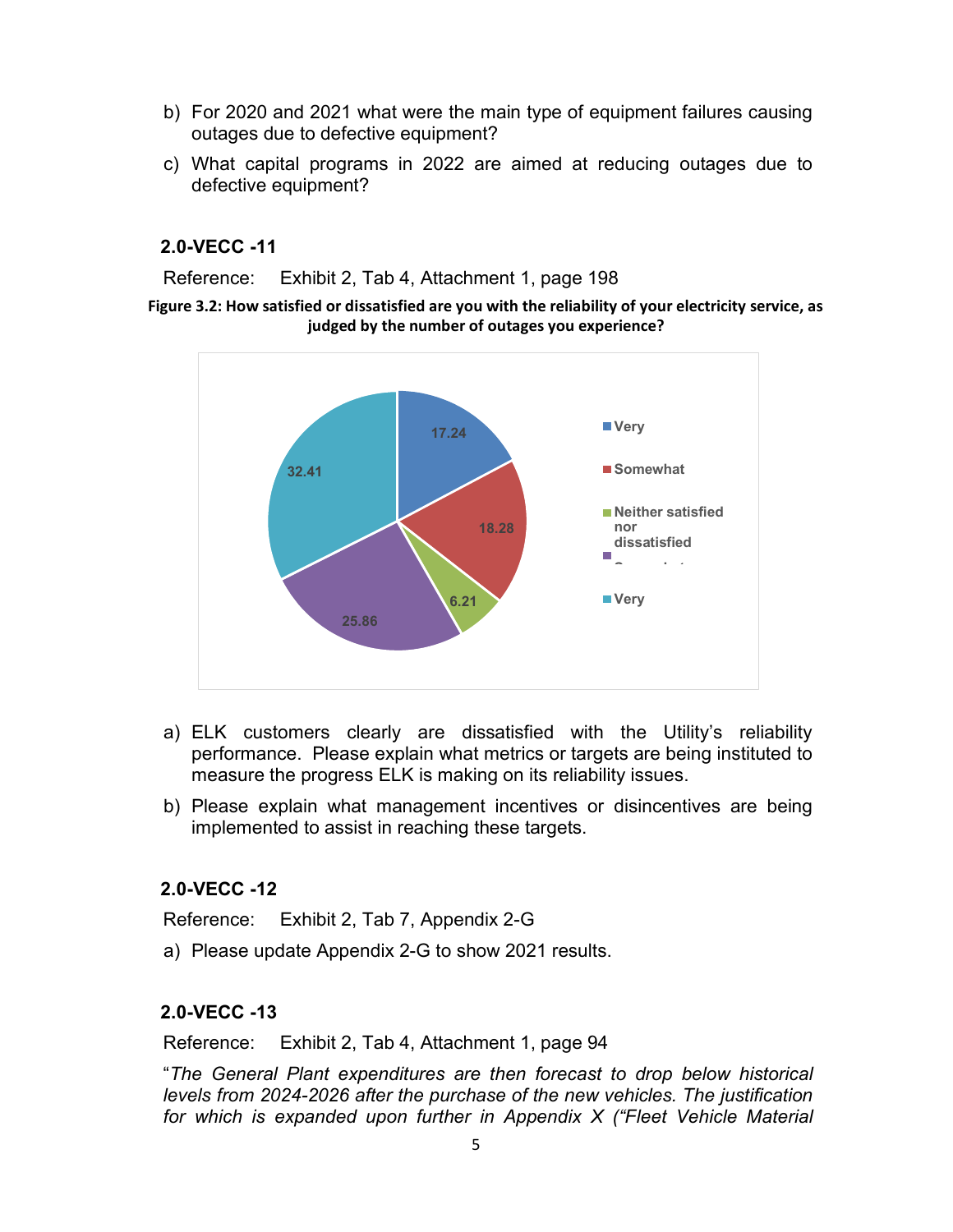b) For 2020 and 2021 what were the main type of equipment failures causing outages due to defective equipment?

c) What capital programs in 2022 are aimed at reducing outages due to defective equipment?

## 2.0-VECC -11

Reference: Exhibit 2, Tab 4, Attachment 1, page 198

**Figure 3.2: How satisfied or dissatisfied are you with the reliability of your electricity service, as judged by the number of outages you experience?**

| Response | Value |
|---|---|
| Very | 17.24 |
| Somewhat | 18.28 |
| Neither satisfied nor dissatisfied | 6.21 |
| Somewhat | 25.86 |
| Very | 32.41 |

a) ELK customers clearly are dissatisfied with the Utility's reliability performance. Please explain what metrics or targets are being instituted to measure the progress ELK is making on its reliability issues.

b) Please explain what management incentives or disincentives are being implemented to assist in reaching these targets.

## 2.0-VECC -12

Reference: Exhibit 2, Tab 7, Appendix 2-G

a) Please update Appendix 2-G to show 2021 results.

## 2.0-VECC -13

Reference: Exhibit 2, Tab 4, Attachment 1, page 94

"*The General Plant expenditures are then forecast to drop below historical levels from 2024-2026 after the purchase of the new vehicles. The justification for which is expanded upon further in Appendix X ("Fleet Vehicle Material*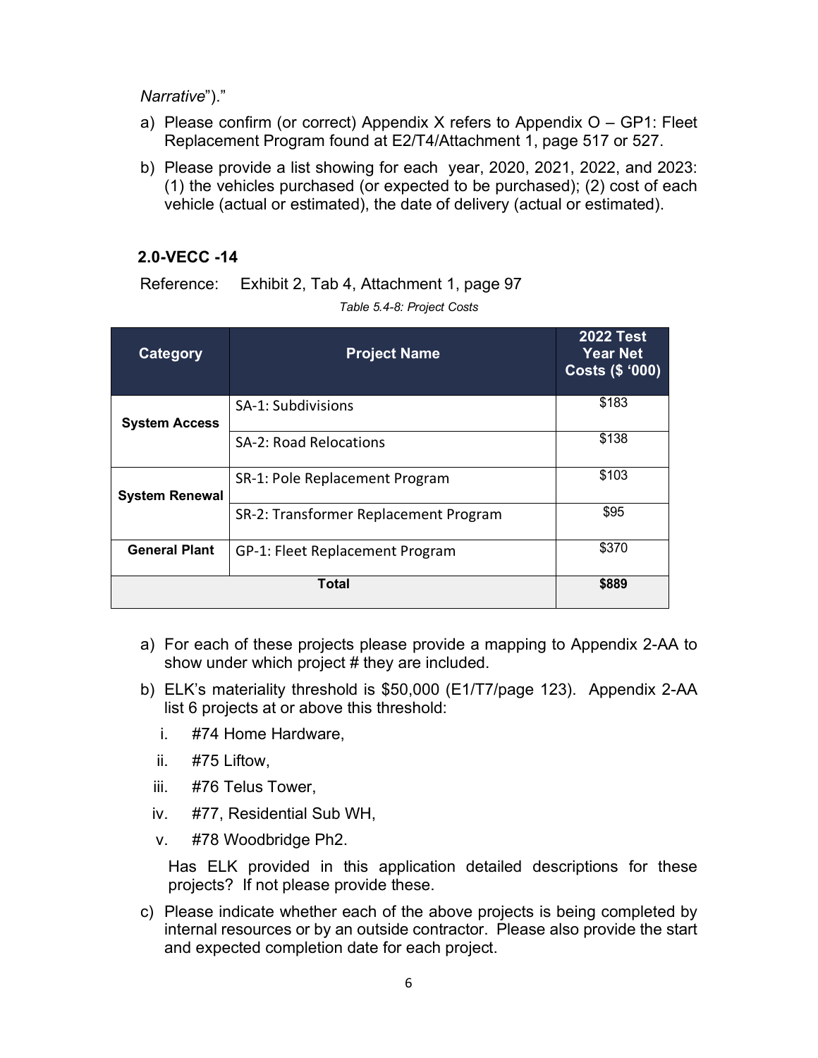*Narrative*")."

a) Please confirm (or correct) Appendix X refers to Appendix O – GP1: Fleet Replacement Program found at E2/T4/Attachment 1, page 517 or 527.

b) Please provide a list showing for each year, 2020, 2021, 2022, and 2023: (1) the vehicles purchased (or expected to be purchased); (2) cost of each vehicle (actual or estimated), the date of delivery (actual or estimated).

## 2.0-VECC -14

Reference: Exhibit 2, Tab 4, Attachment 1, page 97

*Table 5.4-8: Project Costs*

| Category | Project Name | 2022 Test Year Net Costs ($ '000) |
|---|---|---|
| **System Access** | SA-1: Subdivisions | $183 |
| | SA-2: Road Relocations | $138 |
| **System Renewal** | SR-1: Pole Replacement Program | $103 |
| | SR-2: Transformer Replacement Program | $95 |
| **General Plant** | GP-1: Fleet Replacement Program | $370 |
| **Total** | | **$889** |

a) For each of these projects please provide a mapping to Appendix 2-AA to show under which project # they are included.

b) ELK's materiality threshold is $50,000 (E1/T7/page 123). Appendix 2-AA list 6 projects at or above this threshold:

   i. #74 Home Hardware,

   ii. #75 Liftow,

   iii. #76 Telus Tower,

   iv. #77, Residential Sub WH,

   v. #78 Woodbridge Ph2.

   Has ELK provided in this application detailed descriptions for these projects? If not please provide these.

c) Please indicate whether each of the above projects is being completed by internal resources or by an outside contractor. Please also provide the start and expected completion date for each project.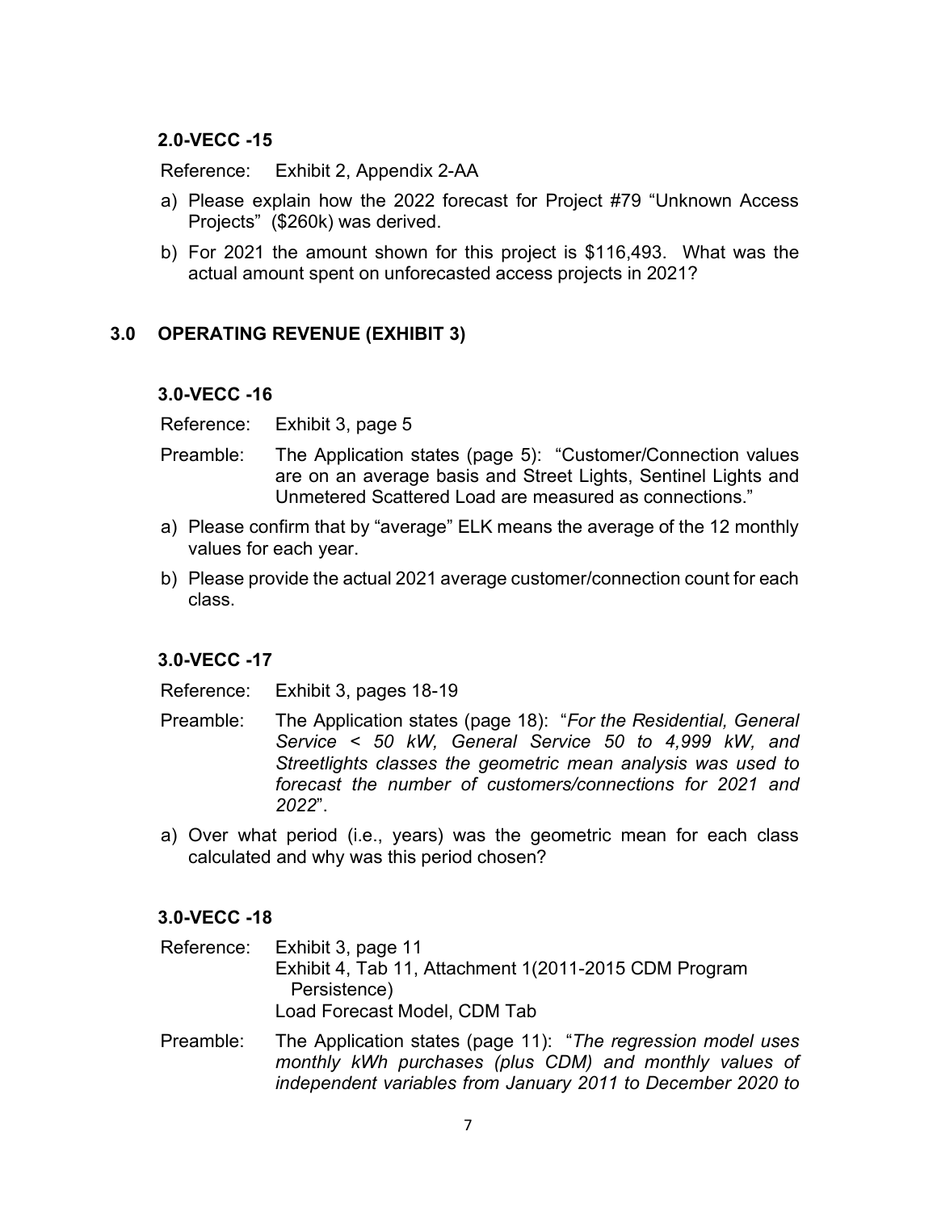### 2.0-VECC -15

Reference: Exhibit 2, Appendix 2-AA

a) Please explain how the 2022 forecast for Project #79 "Unknown Access Projects" ($260k) was derived.

b) For 2021 the amount shown for this project is $116,493. What was the actual amount spent on unforecasted access projects in 2021?

## 3.0 OPERATING REVENUE (EXHIBIT 3)

### 3.0-VECC -16

Reference: Exhibit 3, page 5

Preamble: The Application states (page 5): "Customer/Connection values are on an average basis and Street Lights, Sentinel Lights and Unmetered Scattered Load are measured as connections."

a) Please confirm that by "average" ELK means the average of the 12 monthly values for each year.

b) Please provide the actual 2021 average customer/connection count for each class.

### 3.0-VECC -17

Reference: Exhibit 3, pages 18-19

Preamble: The Application states (page 18): "*For the Residential, General Service < 50 kW, General Service 50 to 4,999 kW, and Streetlights classes the geometric mean analysis was used to forecast the number of customers/connections for 2021 and 2022*".

a) Over what period (i.e., years) was the geometric mean for each class calculated and why was this period chosen?

### 3.0-VECC -18

Reference: Exhibit 3, page 11
Exhibit 4, Tab 11, Attachment 1(2011-2015 CDM Program Persistence)
Load Forecast Model, CDM Tab

Preamble: The Application states (page 11): "*The regression model uses monthly kWh purchases (plus CDM) and monthly values of independent variables from January 2011 to December 2020 to*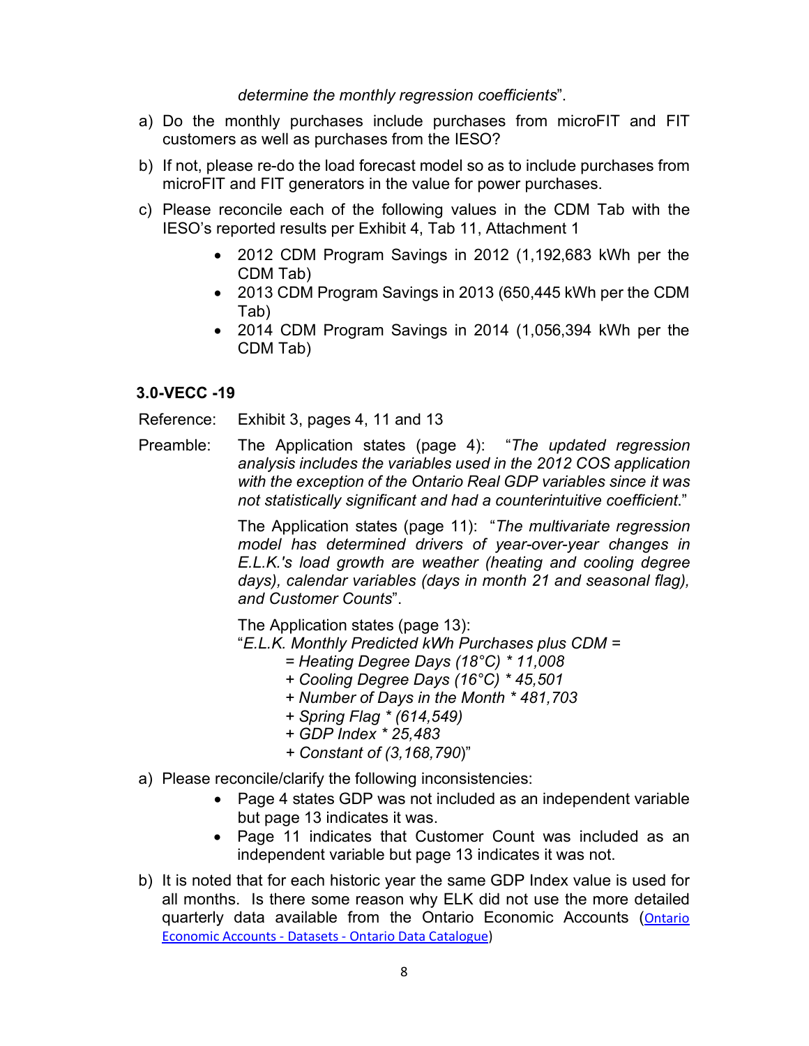*determine the monthly regression coefficients*".

a) Do the monthly purchases include purchases from microFIT and FIT customers as well as purchases from the IESO?

b) If not, please re-do the load forecast model so as to include purchases from microFIT and FIT generators in the value for power purchases.

c) Please reconcile each of the following values in the CDM Tab with the IESO's reported results per Exhibit 4, Tab 11, Attachment 1

   - 2012 CDM Program Savings in 2012 (1,192,683 kWh per the CDM Tab)
   - 2013 CDM Program Savings in 2013 (650,445 kWh per the CDM Tab)
   - 2014 CDM Program Savings in 2014 (1,056,394 kWh per the CDM Tab)

**3.0-VECC -19**

Reference: Exhibit 3, pages 4, 11 and 13

Preamble: The Application states (page 4): "*The updated regression analysis includes the variables used in the 2012 COS application with the exception of the Ontario Real GDP variables since it was not statistically significant and had a counterintuitive coefficient*."

The Application states (page 11): "*The multivariate regression model has determined drivers of year-over-year changes in E.L.K.'s load growth are weather (heating and cooling degree days), calendar variables (days in month 21 and seasonal flag), and Customer Counts*".

The Application states (page 13):
"*E.L.K. Monthly Predicted kWh Purchases plus CDM =*
*= Heating Degree Days (18°C) * 11,008*
*+ Cooling Degree Days (16°C) * 45,501*
*+ Number of Days in the Month * 481,703*
*+ Spring Flag * (614,549)*
*+ GDP Index * 25,483*
*+ Constant of (3,168,790)*"

a) Please reconcile/clarify the following inconsistencies:

   - Page 4 states GDP was not included as an independent variable but page 13 indicates it was.
   - Page 11 indicates that Customer Count was included as an independent variable but page 13 indicates it was not.

b) It is noted that for each historic year the same GDP Index value is used for all months. Is there some reason why ELK did not use the more detailed quarterly data available from the Ontario Economic Accounts (Ontario Economic Accounts - Datasets - Ontario Data Catalogue)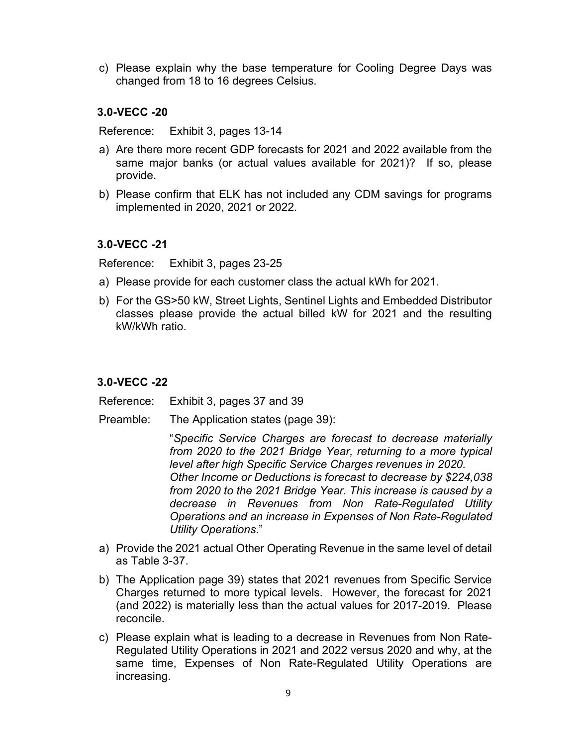c) Please explain why the base temperature for Cooling Degree Days was changed from 18 to 16 degrees Celsius.

### 3.0-VECC -20

Reference: Exhibit 3, pages 13-14

a) Are there more recent GDP forecasts for 2021 and 2022 available from the same major banks (or actual values available for 2021)? If so, please provide.

b) Please confirm that ELK has not included any CDM savings for programs implemented in 2020, 2021 or 2022.

### 3.0-VECC -21

Reference: Exhibit 3, pages 23-25

a) Please provide for each customer class the actual kWh for 2021.

b) For the GS>50 kW, Street Lights, Sentinel Lights and Embedded Distributor classes please provide the actual billed kW for 2021 and the resulting kW/kWh ratio.

### 3.0-VECC -22

Reference: Exhibit 3, pages 37 and 39

Preamble: The Application states (page 39):

"*Specific Service Charges are forecast to decrease materially from 2020 to the 2021 Bridge Year, returning to a more typical level after high Specific Service Charges revenues in 2020. Other Income or Deductions is forecast to decrease by $224,038 from 2020 to the 2021 Bridge Year. This increase is caused by a decrease in Revenues from Non Rate-Regulated Utility Operations and an increase in Expenses of Non Rate-Regulated Utility Operations*."

a) Provide the 2021 actual Other Operating Revenue in the same level of detail as Table 3-37.

b) The Application page 39) states that 2021 revenues from Specific Service Charges returned to more typical levels. However, the forecast for 2021 (and 2022) is materially less than the actual values for 2017-2019. Please reconcile.

c) Please explain what is leading to a decrease in Revenues from Non Rate-Regulated Utility Operations in 2021 and 2022 versus 2020 and why, at the same time, Expenses of Non Rate-Regulated Utility Operations are increasing.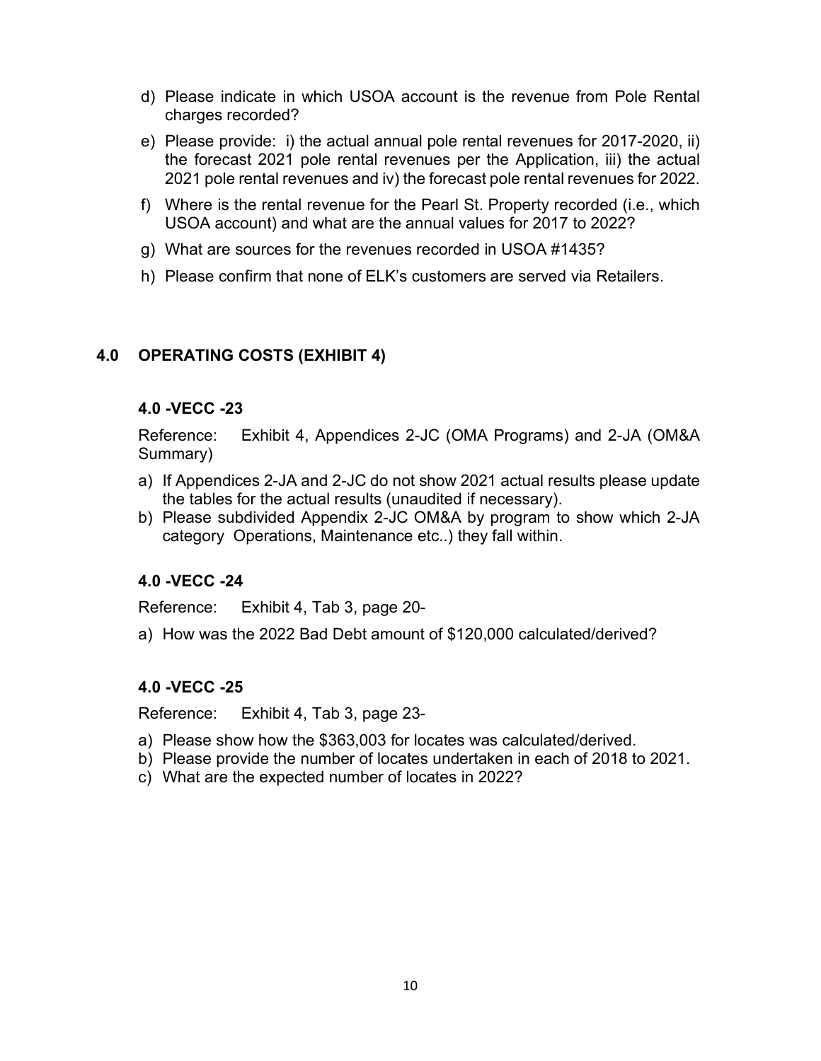d) Please indicate in which USOA account is the revenue from Pole Rental charges recorded?

e) Please provide: i) the actual annual pole rental revenues for 2017-2020, ii) the forecast 2021 pole rental revenues per the Application, iii) the actual 2021 pole rental revenues and iv) the forecast pole rental revenues for 2022.

f) Where is the rental revenue for the Pearl St. Property recorded (i.e., which USOA account) and what are the annual values for 2017 to 2022?

g) What are sources for the revenues recorded in USOA #1435?

h) Please confirm that none of ELK's customers are served via Retailers.

## 4.0 OPERATING COSTS (EXHIBIT 4)

### 4.0 -VECC -23

Reference: Exhibit 4, Appendices 2-JC (OMA Programs) and 2-JA (OM&A Summary)

a) If Appendices 2-JA and 2-JC do not show 2021 actual results please update the tables for the actual results (unaudited if necessary).
b) Please subdivided Appendix 2-JC OM&A by program to show which 2-JA category Operations, Maintenance etc..) they fall within.

### 4.0 -VECC -24

Reference: Exhibit 4, Tab 3, page 20-

a) How was the 2022 Bad Debt amount of $120,000 calculated/derived?

### 4.0 -VECC -25

Reference: Exhibit 4, Tab 3, page 23-

a) Please show how the $363,003 for locates was calculated/derived.
b) Please provide the number of locates undertaken in each of 2018 to 2021.
c) What are the expected number of locates in 2022?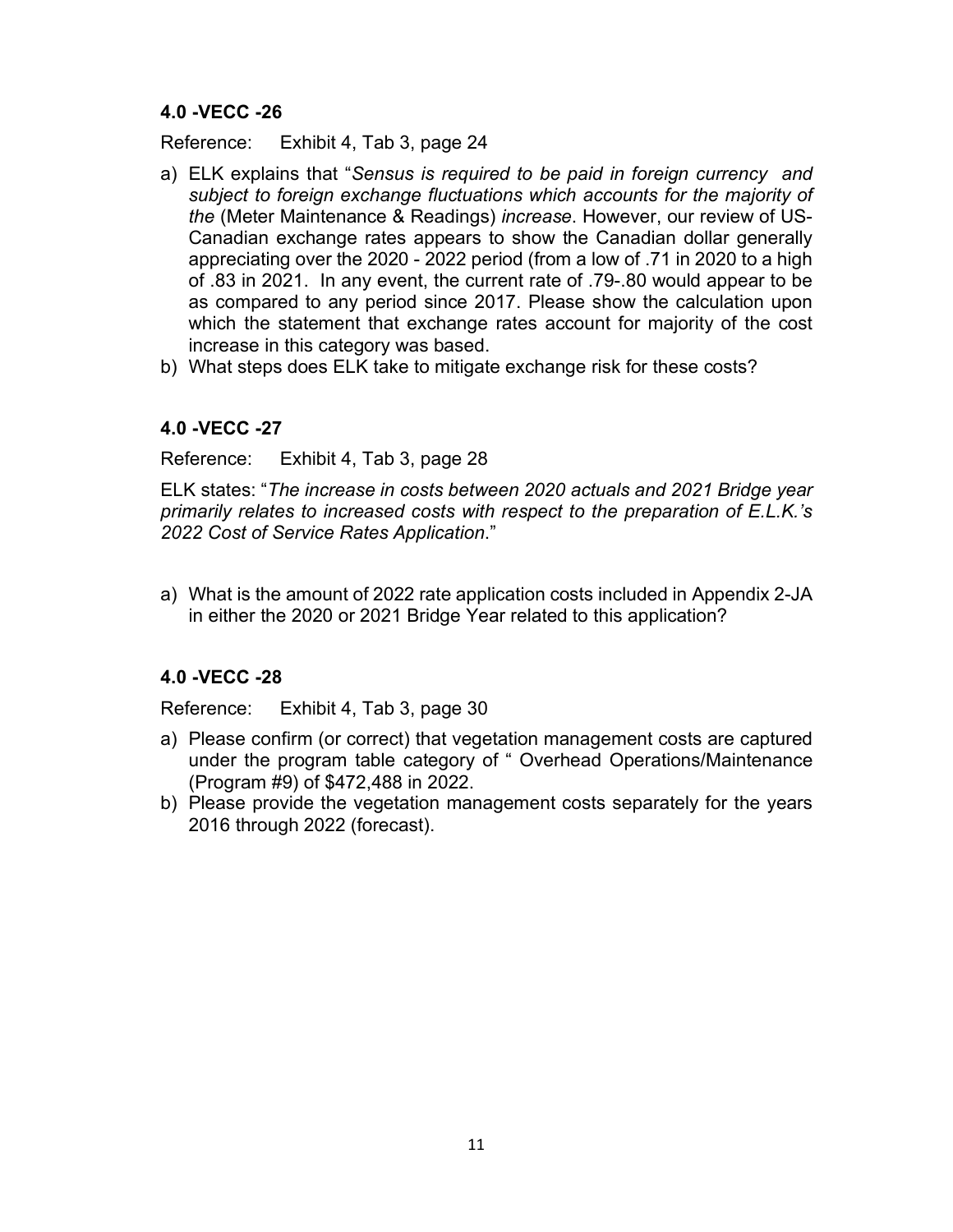### 4.0 -VECC -26

Reference: Exhibit 4, Tab 3, page 24

a) ELK explains that "*Sensus is required to be paid in foreign currency and subject to foreign exchange fluctuations which accounts for the majority of the* (Meter Maintenance & Readings) *increase*. However, our review of US-Canadian exchange rates appears to show the Canadian dollar generally appreciating over the 2020 - 2022 period (from a low of .71 in 2020 to a high of .83 in 2021. In any event, the current rate of .79-.80 would appear to be as compared to any period since 2017. Please show the calculation upon which the statement that exchange rates account for majority of the cost increase in this category was based.
b) What steps does ELK take to mitigate exchange risk for these costs?

### 4.0 -VECC -27

Reference: Exhibit 4, Tab 3, page 28

ELK states: "*The increase in costs between 2020 actuals and 2021 Bridge year primarily relates to increased costs with respect to the preparation of E.L.K.'s 2022 Cost of Service Rates Application*."

a) What is the amount of 2022 rate application costs included in Appendix 2-JA in either the 2020 or 2021 Bridge Year related to this application?

### 4.0 -VECC -28

Reference: Exhibit 4, Tab 3, page 30

a) Please confirm (or correct) that vegetation management costs are captured under the program table category of " Overhead Operations/Maintenance (Program #9) of $472,488 in 2022.
b) Please provide the vegetation management costs separately for the years 2016 through 2022 (forecast).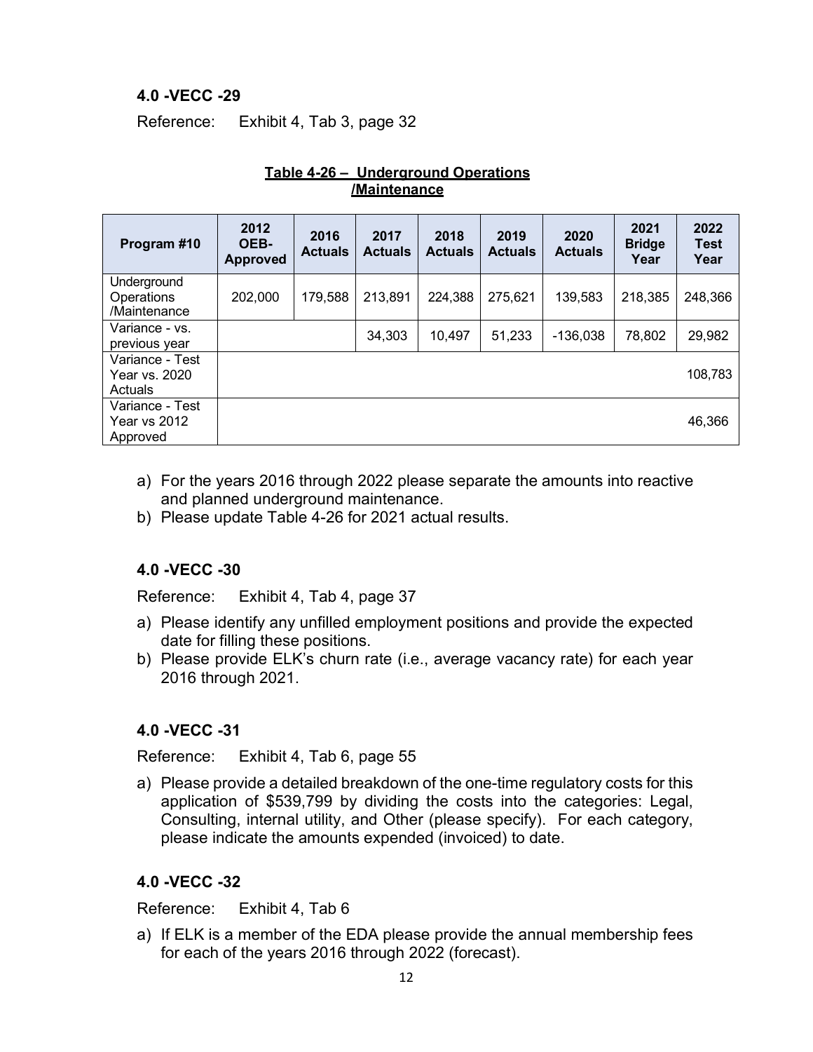### 4.0 -VECC -29

Reference: Exhibit 4, Tab 3, page 32

**Table 4-26 – Underground Operations /Maintenance**

| Program #10 | 2012 OEB-Approved | 2016 Actuals | 2017 Actuals | 2018 Actuals | 2019 Actuals | 2020 Actuals | 2021 Bridge Year | 2022 Test Year |
|---|---|---|---|---|---|---|---|---|
| Underground Operations /Maintenance | 202,000 | 179,588 | 213,891 | 224,388 | 275,621 | 139,583 | 218,385 | 248,366 |
| Variance - vs. previous year | | | 34,303 | 10,497 | 51,233 | -136,038 | 78,802 | 29,982 |
| Variance - Test Year vs. 2020 Actuals | | | | | | | | 108,783 |
| Variance - Test Year vs 2012 Approved | | | | | | | | 46,366 |

a) For the years 2016 through 2022 please separate the amounts into reactive and planned underground maintenance.
b) Please update Table 4-26 for 2021 actual results.

### 4.0 -VECC -30

Reference: Exhibit 4, Tab 4, page 37

a) Please identify any unfilled employment positions and provide the expected date for filling these positions.
b) Please provide ELK's churn rate (i.e., average vacancy rate) for each year 2016 through 2021.

### 4.0 -VECC -31

Reference: Exhibit 4, Tab 6, page 55

a) Please provide a detailed breakdown of the one-time regulatory costs for this application of $539,799 by dividing the costs into the categories: Legal, Consulting, internal utility, and Other (please specify). For each category, please indicate the amounts expended (invoiced) to date.

### 4.0 -VECC -32

Reference: Exhibit 4, Tab 6

a) If ELK is a member of the EDA please provide the annual membership fees for each of the years 2016 through 2022 (forecast).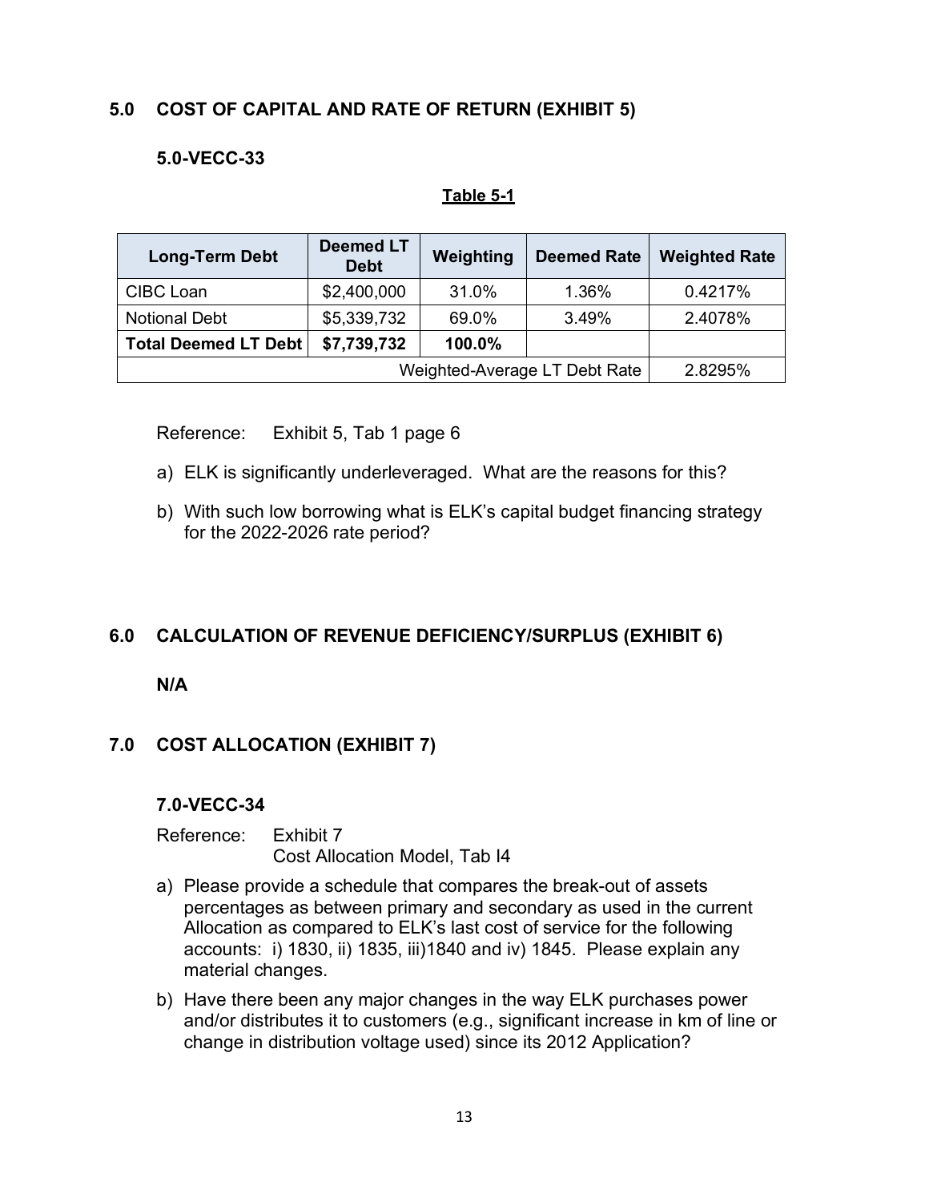## 5.0 COST OF CAPITAL AND RATE OF RETURN (EXHIBIT 5)

### 5.0-VECC-33

**Table 5-1**

| Long-Term Debt | Deemed LT Debt | Weighting | Deemed Rate | Weighted Rate |
|---|---|---|---|---|
| CIBC Loan | $2,400,000 | 31.0% | 1.36% | 0.4217% |
| Notional Debt | $5,339,732 | 69.0% | 3.49% | 2.4078% |
| **Total Deemed LT Debt** | **$7,739,732** | **100.0%** | | |
| Weighted-Average LT Debt Rate | | | | 2.8295% |

Reference: Exhibit 5, Tab 1 page 6

a) ELK is significantly underleveraged. What are the reasons for this?

b) With such low borrowing what is ELK's capital budget financing strategy for the 2022-2026 rate period?

## 6.0 CALCULATION OF REVENUE DEFICIENCY/SURPLUS (EXHIBIT 6)

**N/A**

## 7.0 COST ALLOCATION (EXHIBIT 7)

### 7.0-VECC-34

Reference: Exhibit 7
Cost Allocation Model, Tab I4

a) Please provide a schedule that compares the break-out of assets percentages as between primary and secondary as used in the current Allocation as compared to ELK's last cost of service for the following accounts: i) 1830, ii) 1835, iii)1840 and iv) 1845. Please explain any material changes.

b) Have there been any major changes in the way ELK purchases power and/or distributes it to customers (e.g., significant increase in km of line or change in distribution voltage used) since its 2012 Application?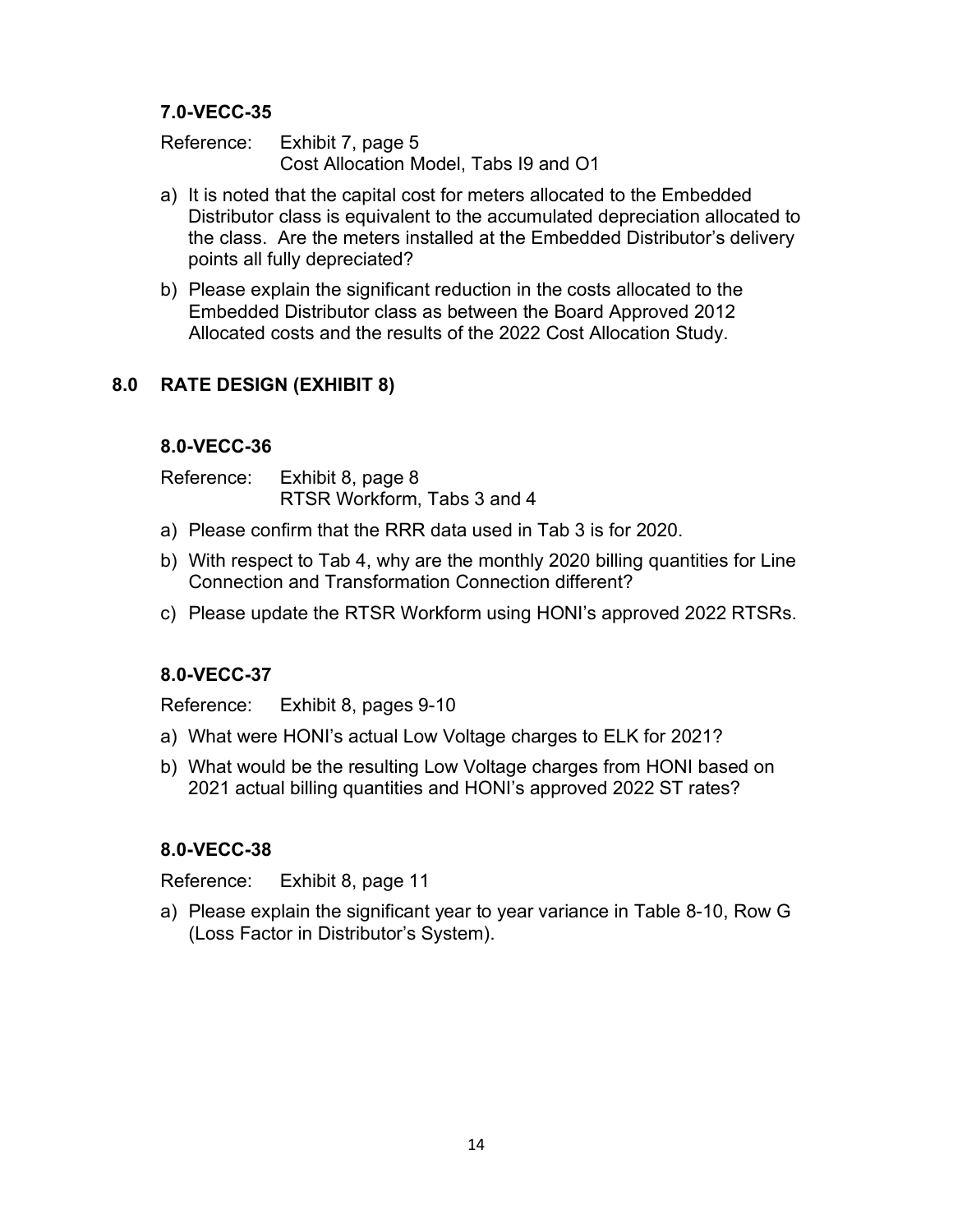#### 7.0-VECC-35

Reference: Exhibit 7, page 5
Cost Allocation Model, Tabs I9 and O1

a) It is noted that the capital cost for meters allocated to the Embedded Distributor class is equivalent to the accumulated depreciation allocated to the class. Are the meters installed at the Embedded Distributor's delivery points all fully depreciated?

b) Please explain the significant reduction in the costs allocated to the Embedded Distributor class as between the Board Approved 2012 Allocated costs and the results of the 2022 Cost Allocation Study.

### 8.0 RATE DESIGN (EXHIBIT 8)

#### 8.0-VECC-36

Reference: Exhibit 8, page 8
RTSR Workform, Tabs 3 and 4

a) Please confirm that the RRR data used in Tab 3 is for 2020.

b) With respect to Tab 4, why are the monthly 2020 billing quantities for Line Connection and Transformation Connection different?

c) Please update the RTSR Workform using HONI's approved 2022 RTSRs.

#### 8.0-VECC-37

Reference: Exhibit 8, pages 9-10

a) What were HONI's actual Low Voltage charges to ELK for 2021?

b) What would be the resulting Low Voltage charges from HONI based on 2021 actual billing quantities and HONI's approved 2022 ST rates?

#### 8.0-VECC-38

Reference: Exhibit 8, page 11

a) Please explain the significant year to year variance in Table 8-10, Row G (Loss Factor in Distributor's System).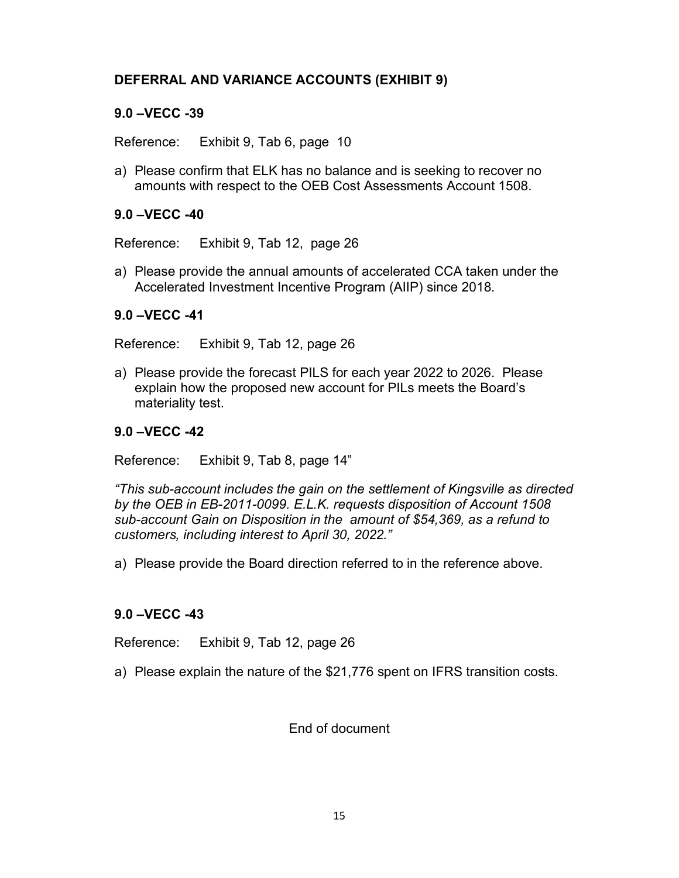## DEFERRAL AND VARIANCE ACCOUNTS (EXHIBIT 9)

### 9.0 –VECC -39

Reference: Exhibit 9, Tab 6, page 10

a) Please confirm that ELK has no balance and is seeking to recover no amounts with respect to the OEB Cost Assessments Account 1508.

### 9.0 –VECC -40

Reference: Exhibit 9, Tab 12, page 26

a) Please provide the annual amounts of accelerated CCA taken under the Accelerated Investment Incentive Program (AIIP) since 2018.

### 9.0 –VECC -41

Reference: Exhibit 9, Tab 12, page 26

a) Please provide the forecast PILS for each year 2022 to 2026. Please explain how the proposed new account for PILs meets the Board's materiality test.

### 9.0 –VECC -42

Reference: Exhibit 9, Tab 8, page 14"

*"This sub-account includes the gain on the settlement of Kingsville as directed by the OEB in EB-2011-0099. E.L.K. requests disposition of Account 1508 sub-account Gain on Disposition in the amount of $54,369, as a refund to customers, including interest to April 30, 2022."*

a) Please provide the Board direction referred to in the reference above.

### 9.0 –VECC -43

Reference: Exhibit 9, Tab 12, page 26

a) Please explain the nature of the $21,776 spent on IFRS transition costs.

End of document